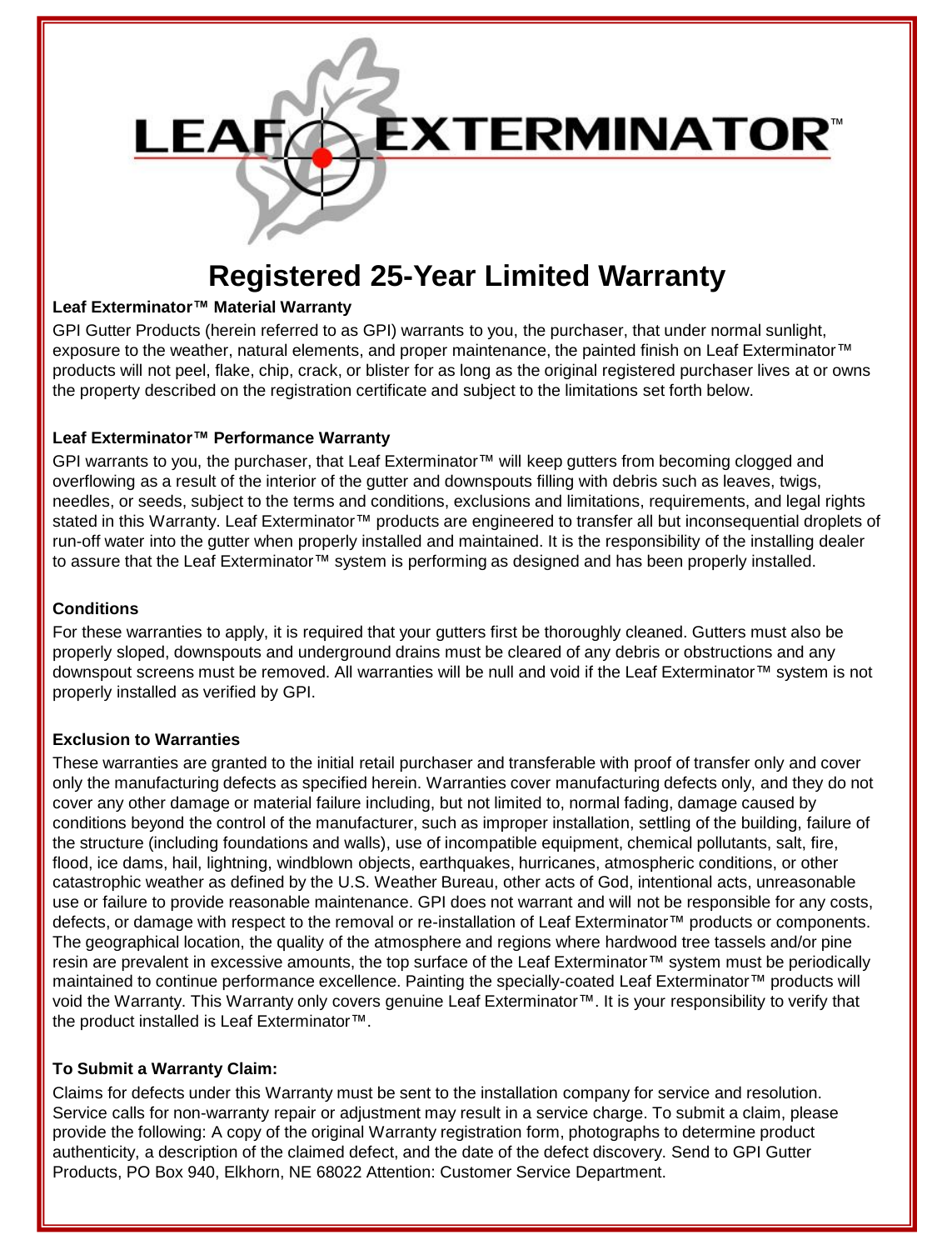LEAF EXTERMINATOR™

# Registered 25-Year Limited Warranty

**Leaf Exterminator™ Material Warranty**

GPI Gutter Products (herein referred to as GPI) warrants to you, the purchaser, that under normal sunlight, exposure to the weather, natural elements, and proper maintenance, the painted finish on Leaf Exterminator™ products will not peel, flake, chip, crack, or blister for as long as the original registered purchaser lives at or owns the property described on the registration certificate and subject to the limitations set forth below.

**Leaf Exterminator™ Performance Warranty**

GPI warrants to you, the purchaser, that Leaf Exterminator™ will keep gutters from becoming clogged and overflowing as a result of the interior of the gutter and downspouts filling with debris such as leaves, twigs, needles, or seeds, subject to the terms and conditions, exclusions and limitations, requirements, and legal rights stated in this Warranty. Leaf Exterminator™ products are engineered to transfer all but inconsequential droplets of run-off water into the gutter when properly installed and maintained. It is the responsibility of the installing dealer to assure that the Leaf Exterminator™ system is performing as designed and has been properly installed.

**Conditions**

For these warranties to apply, it is required that your gutters first be thoroughly cleaned. Gutters must also be properly sloped, downspouts and underground drains must be cleared of any debris or obstructions and any downspout screens must be removed. All warranties will be null and void if the Leaf Exterminator™ system is not properly installed as verified by GPI.

**Exclusion to Warranties**

These warranties are granted to the initial retail purchaser and transferable with proof of transfer only and cover only the manufacturing defects as specified herein. Warranties cover manufacturing defects only, and they do not cover any other damage or material failure including, but not limited to, normal fading, damage caused by conditions beyond the control of the manufacturer, such as improper installation, settling of the building, failure of the structure (including foundations and walls), use of incompatible equipment, chemical pollutants, salt, fire, flood, ice dams, hail, lightning, windblown objects, earthquakes, hurricanes, atmospheric conditions, or other catastrophic weather as defined by the U.S. Weather Bureau, other acts of God, intentional acts, unreasonable use or failure to provide reasonable maintenance. GPI does not warrant and will not be responsible for any costs, defects, or damage with respect to the removal or re-installation of Leaf Exterminator™ products or components. The geographical location, the quality of the atmosphere and regions where hardwood tree tassels and/or pine resin are prevalent in excessive amounts, the top surface of the Leaf Exterminator™ system must be periodically maintained to continue performance excellence. Painting the specially-coated Leaf Exterminator™ products will void the Warranty. This Warranty only covers genuine Leaf Exterminator™. It is your responsibility to verify that the product installed is Leaf Exterminator™.

**To Submit a Warranty Claim:**

Claims for defects under this Warranty must be sent to the installation company for service and resolution. Service calls for non-warranty repair or adjustment may result in a service charge. To submit a claim, please provide the following: A copy of the original Warranty registration form, photographs to determine product authenticity, a description of the claimed defect, and the date of the defect discovery. Send to GPI Gutter Products, PO Box 940, Elkhorn, NE 68022 Attention: Customer Service Department.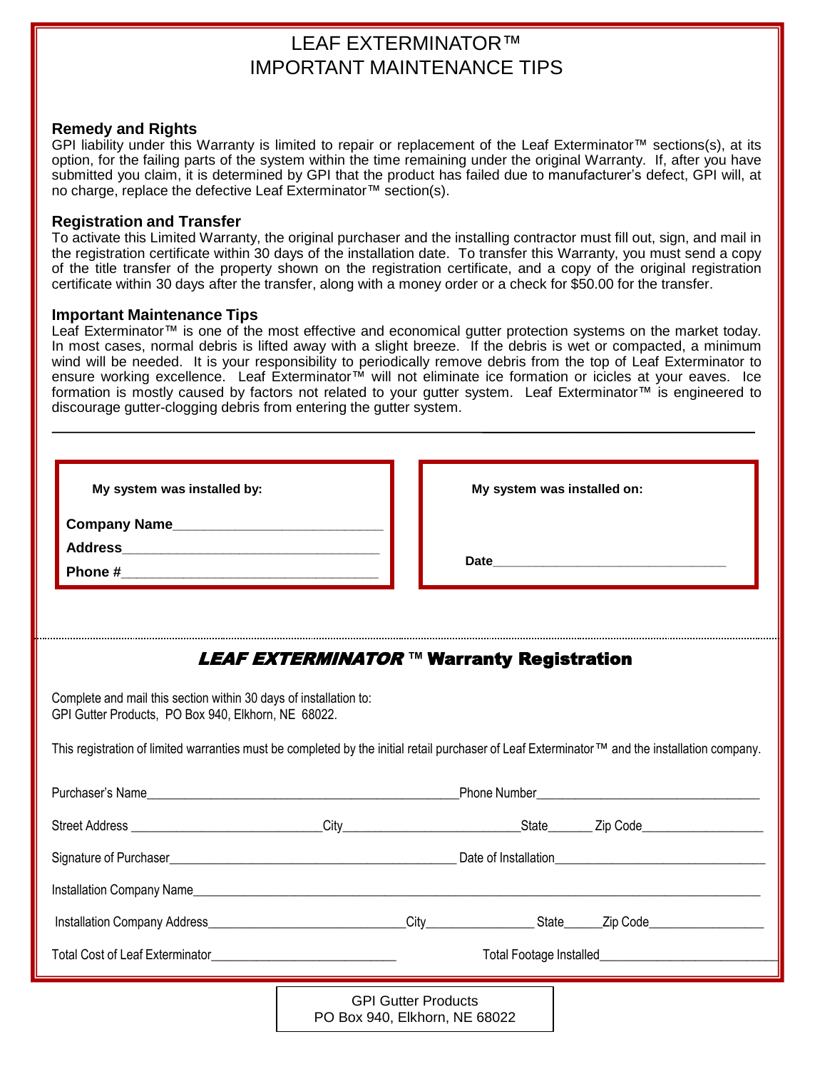# LEAF EXTERMINATOR™
# IMPORTANT MAINTENANCE TIPS

### Remedy and Rights

GPI liability under this Warranty is limited to repair or replacement of the Leaf Exterminator™ sections(s), at its option, for the failing parts of the system within the time remaining under the original Warranty. If, after you have submitted you claim, it is determined by GPI that the product has failed due to manufacturer's defect, GPI will, at no charge, replace the defective Leaf Exterminator™ section(s).

### Registration and Transfer

To activate this Limited Warranty, the original purchaser and the installing contractor must fill out, sign, and mail in the registration certificate within 30 days of the installation date. To transfer this Warranty, you must send a copy of the title transfer of the property shown on the registration certificate, and a copy of the original registration certificate within 30 days after the transfer, along with a money order or a check for $50.00 for the transfer.

### Important Maintenance Tips

Leaf Exterminator™ is one of the most effective and economical gutter protection systems on the market today. In most cases, normal debris is lifted away with a slight breeze. If the debris is wet or compacted, a minimum wind will be needed. It is your responsibility to periodically remove debris from the top of Leaf Exterminator to ensure working excellence. Leaf Exterminator™ will not eliminate ice formation or icicles at your eaves. Ice formation is mostly caused by factors not related to your gutter system. Leaf Exterminator™ is engineered to discourage gutter-clogging debris from entering the gutter system.

---

**My system was installed by:**

**Company Name**___________________________

**Address**_________________________________

**Phone #**_________________________________

**My system was installed on:**

**Date**_______________________________

---

## *LEAF EXTERMINATOR* ™ Warranty Registration

Complete and mail this section within 30 days of installation to:
GPI Gutter Products, PO Box 940, Elkhorn, NE 68022.

This registration of limited warranties must be completed by the initial retail purchaser of Leaf Exterminator™ and the installation company.

Purchaser's Name_____________________________________________ Phone Number________________________________

Street Address ____________________________City___________________________State_______ Zip Code__________________

Signature of Purchaser__________________________________________ Date of Installation_______________________________

Installation Company Name__________________________________________________________________________________

Installation Company Address____________________________City________________ State______Zip Code_________________

Total Cost of Leaf Exterminator___________________________ Total Footage Installed___________________________

GPI Gutter Products
PO Box 940, Elkhorn, NE 68022